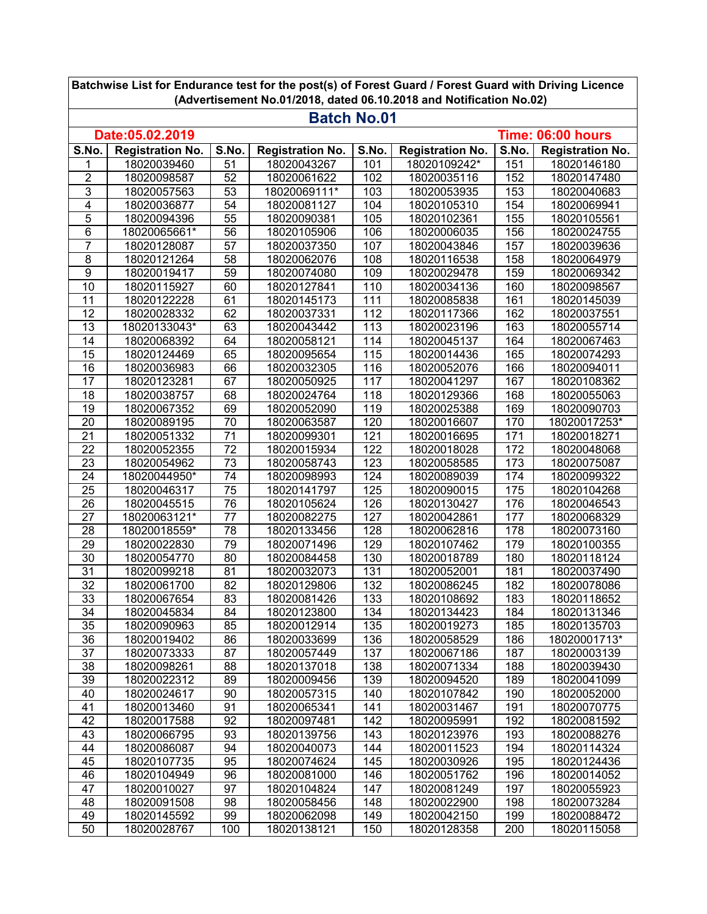**Batchwise List for Endurance test for the post(s) of Forest Guard / Forest Guard with Driving Licence (Advertisement No.01/2018, dated 06.10.2018 and Notification No.02)**

## Batch No.01

**Date:05.02.2019** **Time: 06:00 hours**

| S.No. | Registration No. | S.No. | Registration No. | S.No. | Registration No. | S.No. | Registration No. |
|---|---|---|---|---|---|---|---|
| 1 | 18020039460 | 51 | 18020043267 | 101 | 18020109242* | 151 | 18020146180 |
| 2 | 18020098587 | 52 | 18020061622 | 102 | 18020035116 | 152 | 18020147480 |
| 3 | 18020057563 | 53 | 18020069111* | 103 | 18020053935 | 153 | 18020040683 |
| 4 | 18020036877 | 54 | 18020081127 | 104 | 18020105310 | 154 | 18020069941 |
| 5 | 18020094396 | 55 | 18020090381 | 105 | 18020102361 | 155 | 18020105561 |
| 6 | 18020065661* | 56 | 18020105906 | 106 | 18020006035 | 156 | 18020024755 |
| 7 | 18020128087 | 57 | 18020037350 | 107 | 18020043846 | 157 | 18020039636 |
| 8 | 18020121264 | 58 | 18020062076 | 108 | 18020116538 | 158 | 18020064979 |
| 9 | 18020019417 | 59 | 18020074080 | 109 | 18020029478 | 159 | 18020069342 |
| 10 | 18020115927 | 60 | 18020127841 | 110 | 18020034136 | 160 | 18020098567 |
| 11 | 18020122228 | 61 | 18020145173 | 111 | 18020085838 | 161 | 18020145039 |
| 12 | 18020028332 | 62 | 18020037331 | 112 | 18020117366 | 162 | 18020037551 |
| 13 | 18020133043* | 63 | 18020043442 | 113 | 18020023196 | 163 | 18020055714 |
| 14 | 18020068392 | 64 | 18020058121 | 114 | 18020045137 | 164 | 18020067463 |
| 15 | 18020124469 | 65 | 18020095654 | 115 | 18020014436 | 165 | 18020074293 |
| 16 | 18020036983 | 66 | 18020032305 | 116 | 18020052076 | 166 | 18020094011 |
| 17 | 18020123281 | 67 | 18020050925 | 117 | 18020041297 | 167 | 18020108362 |
| 18 | 18020038757 | 68 | 18020024764 | 118 | 18020129366 | 168 | 18020055063 |
| 19 | 18020067352 | 69 | 18020052090 | 119 | 18020025388 | 169 | 18020090703 |
| 20 | 18020089195 | 70 | 18020063587 | 120 | 18020016607 | 170 | 18020017253* |
| 21 | 18020051332 | 71 | 18020099301 | 121 | 18020016695 | 171 | 18020018271 |
| 22 | 18020052355 | 72 | 18020015934 | 122 | 18020018028 | 172 | 18020048068 |
| 23 | 18020054962 | 73 | 18020058743 | 123 | 18020058585 | 173 | 18020075087 |
| 24 | 18020044950* | 74 | 18020098993 | 124 | 18020089039 | 174 | 18020099322 |
| 25 | 18020046317 | 75 | 18020141797 | 125 | 18020090015 | 175 | 18020104268 |
| 26 | 18020045515 | 76 | 18020105624 | 126 | 18020130427 | 176 | 18020046543 |
| 27 | 18020063121* | 77 | 18020082275 | 127 | 18020042861 | 177 | 18020068329 |
| 28 | 18020018559* | 78 | 18020133456 | 128 | 18020062816 | 178 | 18020073160 |
| 29 | 18020022830 | 79 | 18020071496 | 129 | 18020107462 | 179 | 18020100355 |
| 30 | 18020054770 | 80 | 18020084458 | 130 | 18020018789 | 180 | 18020118124 |
| 31 | 18020099218 | 81 | 18020032073 | 131 | 18020052001 | 181 | 18020037490 |
| 32 | 18020061700 | 82 | 18020129806 | 132 | 18020086245 | 182 | 18020078086 |
| 33 | 18020067654 | 83 | 18020081426 | 133 | 18020108692 | 183 | 18020118652 |
| 34 | 18020045834 | 84 | 18020123800 | 134 | 18020134423 | 184 | 18020131346 |
| 35 | 18020090963 | 85 | 18020012914 | 135 | 18020019273 | 185 | 18020135703 |
| 36 | 18020019402 | 86 | 18020033699 | 136 | 18020058529 | 186 | 18020001713* |
| 37 | 18020073333 | 87 | 18020057449 | 137 | 18020067186 | 187 | 18020003139 |
| 38 | 18020098261 | 88 | 18020137018 | 138 | 18020071334 | 188 | 18020039430 |
| 39 | 18020022312 | 89 | 18020009456 | 139 | 18020094520 | 189 | 18020041099 |
| 40 | 18020024617 | 90 | 18020057315 | 140 | 18020107842 | 190 | 18020052000 |
| 41 | 18020013460 | 91 | 18020065341 | 141 | 18020031467 | 191 | 18020070775 |
| 42 | 18020017588 | 92 | 18020097481 | 142 | 18020095991 | 192 | 18020081592 |
| 43 | 18020066795 | 93 | 18020139756 | 143 | 18020123976 | 193 | 18020088276 |
| 44 | 18020086087 | 94 | 18020040073 | 144 | 18020011523 | 194 | 18020114324 |
| 45 | 18020107735 | 95 | 18020074624 | 145 | 18020030926 | 195 | 18020124436 |
| 46 | 18020104949 | 96 | 18020081000 | 146 | 18020051762 | 196 | 18020014052 |
| 47 | 18020010027 | 97 | 18020104824 | 147 | 18020081249 | 197 | 18020055923 |
| 48 | 18020091508 | 98 | 18020058456 | 148 | 18020022900 | 198 | 18020073284 |
| 49 | 18020145592 | 99 | 18020062098 | 149 | 18020042150 | 199 | 18020088472 |
| 50 | 18020028767 | 100 | 18020138121 | 150 | 18020128358 | 200 | 18020115058 |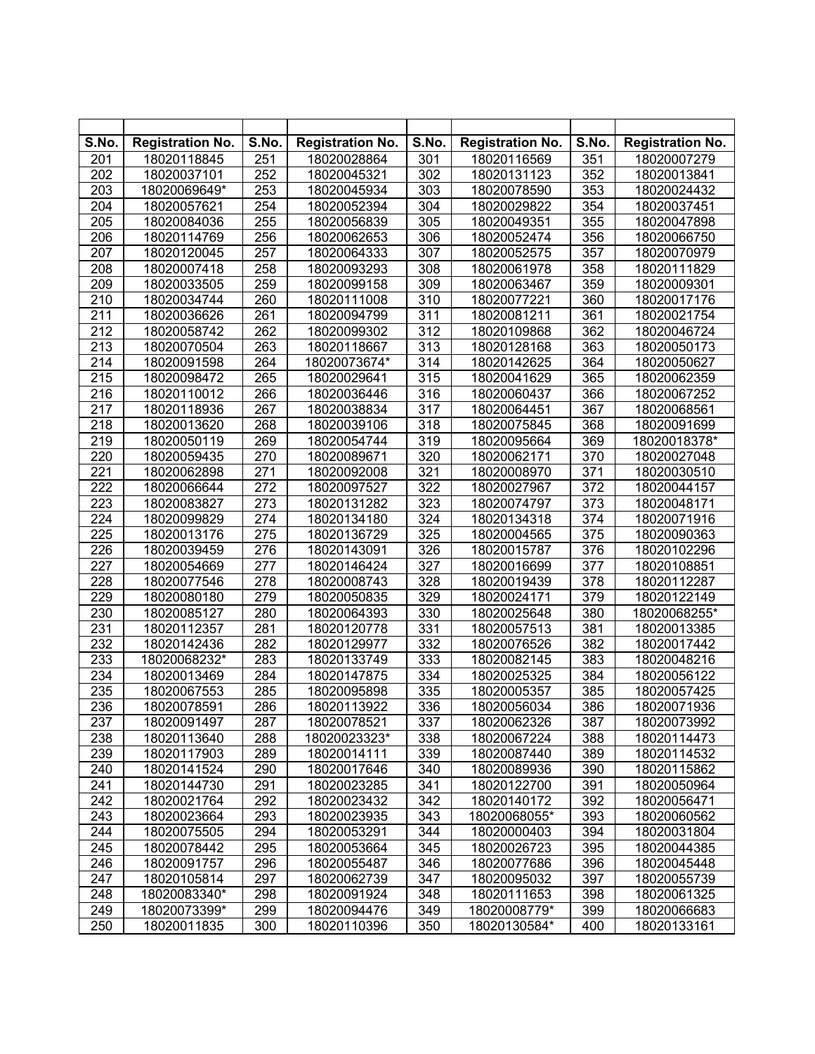| S.No. | Registration No. | S.No. | Registration No. | S.No. | Registration No. | S.No. | Registration No. |
|---|---|---|---|---|---|---|---|
| 201 | 18020118845 | 251 | 18020028864 | 301 | 18020116569 | 351 | 18020007279 |
| 202 | 18020037101 | 252 | 18020045321 | 302 | 18020131123 | 352 | 18020013841 |
| 203 | 18020069649* | 253 | 18020045934 | 303 | 18020078590 | 353 | 18020024432 |
| 204 | 18020057621 | 254 | 18020052394 | 304 | 18020029822 | 354 | 18020037451 |
| 205 | 18020084036 | 255 | 18020056839 | 305 | 18020049351 | 355 | 18020047898 |
| 206 | 18020114769 | 256 | 18020062653 | 306 | 18020052474 | 356 | 18020066750 |
| 207 | 18020120045 | 257 | 18020064333 | 307 | 18020052575 | 357 | 18020070979 |
| 208 | 18020007418 | 258 | 18020093293 | 308 | 18020061978 | 358 | 18020111829 |
| 209 | 18020033505 | 259 | 18020099158 | 309 | 18020063467 | 359 | 18020009301 |
| 210 | 18020034744 | 260 | 18020111008 | 310 | 18020077221 | 360 | 18020017176 |
| 211 | 18020036626 | 261 | 18020094799 | 311 | 18020081211 | 361 | 18020021754 |
| 212 | 18020058742 | 262 | 18020099302 | 312 | 18020109868 | 362 | 18020046724 |
| 213 | 18020070504 | 263 | 18020118667 | 313 | 18020128168 | 363 | 18020050173 |
| 214 | 18020091598 | 264 | 18020073674* | 314 | 18020142625 | 364 | 18020050627 |
| 215 | 18020098472 | 265 | 18020029641 | 315 | 18020041629 | 365 | 18020062359 |
| 216 | 18020110012 | 266 | 18020036446 | 316 | 18020060437 | 366 | 18020067252 |
| 217 | 18020118936 | 267 | 18020038834 | 317 | 18020064451 | 367 | 18020068561 |
| 218 | 18020013620 | 268 | 18020039106 | 318 | 18020075845 | 368 | 18020091699 |
| 219 | 18020050119 | 269 | 18020054744 | 319 | 18020095664 | 369 | 18020018378* |
| 220 | 18020059435 | 270 | 18020089671 | 320 | 18020062171 | 370 | 18020027048 |
| 221 | 18020062898 | 271 | 18020092008 | 321 | 18020008970 | 371 | 18020030510 |
| 222 | 18020066644 | 272 | 18020097527 | 322 | 18020027967 | 372 | 18020044157 |
| 223 | 18020083827 | 273 | 18020131282 | 323 | 18020074797 | 373 | 18020048171 |
| 224 | 18020099829 | 274 | 18020134180 | 324 | 18020134318 | 374 | 18020071916 |
| 225 | 18020013176 | 275 | 18020136729 | 325 | 18020004565 | 375 | 18020090363 |
| 226 | 18020039459 | 276 | 18020143091 | 326 | 18020015787 | 376 | 18020102296 |
| 227 | 18020054669 | 277 | 18020146424 | 327 | 18020016699 | 377 | 18020108851 |
| 228 | 18020077546 | 278 | 18020008743 | 328 | 18020019439 | 378 | 18020112287 |
| 229 | 18020080180 | 279 | 18020050835 | 329 | 18020024171 | 379 | 18020122149 |
| 230 | 18020085127 | 280 | 18020064393 | 330 | 18020025648 | 380 | 18020068255* |
| 231 | 18020112357 | 281 | 18020120778 | 331 | 18020057513 | 381 | 18020013385 |
| 232 | 18020142436 | 282 | 18020129977 | 332 | 18020076526 | 382 | 18020017442 |
| 233 | 18020068232* | 283 | 18020133749 | 333 | 18020082145 | 383 | 18020048216 |
| 234 | 18020013469 | 284 | 18020147875 | 334 | 18020025325 | 384 | 18020056122 |
| 235 | 18020067553 | 285 | 18020095898 | 335 | 18020005357 | 385 | 18020057425 |
| 236 | 18020078591 | 286 | 18020113922 | 336 | 18020056034 | 386 | 18020071936 |
| 237 | 18020091497 | 287 | 18020078521 | 337 | 18020062326 | 387 | 18020073992 |
| 238 | 18020113640 | 288 | 18020023323* | 338 | 18020067224 | 388 | 18020114473 |
| 239 | 18020117903 | 289 | 18020014111 | 339 | 18020087440 | 389 | 18020114532 |
| 240 | 18020141524 | 290 | 18020017646 | 340 | 18020089936 | 390 | 18020115862 |
| 241 | 18020144730 | 291 | 18020023285 | 341 | 18020122700 | 391 | 18020050964 |
| 242 | 18020021764 | 292 | 18020023432 | 342 | 18020140172 | 392 | 18020056471 |
| 243 | 18020023664 | 293 | 18020023935 | 343 | 18020068055* | 393 | 18020060562 |
| 244 | 18020075505 | 294 | 18020053291 | 344 | 18020000403 | 394 | 18020031804 |
| 245 | 18020078442 | 295 | 18020053664 | 345 | 18020026723 | 395 | 18020044385 |
| 246 | 18020091757 | 296 | 18020055487 | 346 | 18020077686 | 396 | 18020045448 |
| 247 | 18020105814 | 297 | 18020062739 | 347 | 18020095032 | 397 | 18020055739 |
| 248 | 18020083340* | 298 | 18020091924 | 348 | 18020111653 | 398 | 18020061325 |
| 249 | 18020073399* | 299 | 18020094476 | 349 | 18020008779* | 399 | 18020066683 |
| 250 | 18020011835 | 300 | 18020110396 | 350 | 18020130584* | 400 | 18020133161 |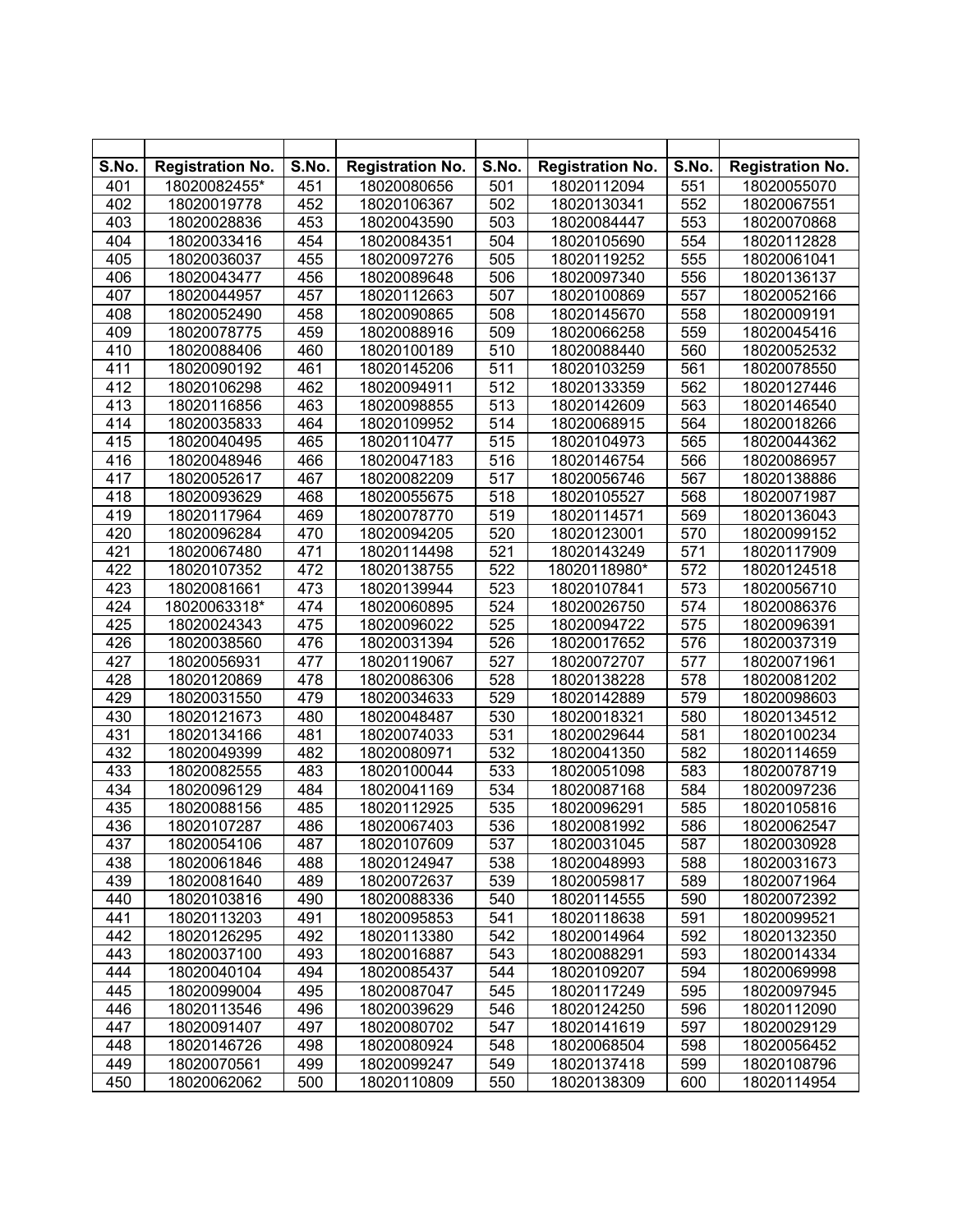| S.No. | Registration No. | S.No. | Registration No. | S.No. | Registration No. | S.No. | Registration No. |
|---|---|---|---|---|---|---|---|
| 401 | 18020082455* | 451 | 18020080656 | 501 | 18020112094 | 551 | 18020055070 |
| 402 | 18020019778 | 452 | 18020106367 | 502 | 18020130341 | 552 | 18020067551 |
| 403 | 18020028836 | 453 | 18020043590 | 503 | 18020084447 | 553 | 18020070868 |
| 404 | 18020033416 | 454 | 18020084351 | 504 | 18020105690 | 554 | 18020112828 |
| 405 | 18020036037 | 455 | 18020097276 | 505 | 18020119252 | 555 | 18020061041 |
| 406 | 18020043477 | 456 | 18020089648 | 506 | 18020097340 | 556 | 18020136137 |
| 407 | 18020044957 | 457 | 18020112663 | 507 | 18020100869 | 557 | 18020052166 |
| 408 | 18020052490 | 458 | 18020090865 | 508 | 18020145670 | 558 | 18020009191 |
| 409 | 18020078775 | 459 | 18020088916 | 509 | 18020066258 | 559 | 18020045416 |
| 410 | 18020088406 | 460 | 18020100189 | 510 | 18020088440 | 560 | 18020052532 |
| 411 | 18020090192 | 461 | 18020145206 | 511 | 18020103259 | 561 | 18020078550 |
| 412 | 18020106298 | 462 | 18020094911 | 512 | 18020133359 | 562 | 18020127446 |
| 413 | 18020116856 | 463 | 18020098855 | 513 | 18020142609 | 563 | 18020146540 |
| 414 | 18020035833 | 464 | 18020109952 | 514 | 18020068915 | 564 | 18020018266 |
| 415 | 18020040495 | 465 | 18020110477 | 515 | 18020104973 | 565 | 18020044362 |
| 416 | 18020048946 | 466 | 18020047183 | 516 | 18020146754 | 566 | 18020086957 |
| 417 | 18020052617 | 467 | 18020082209 | 517 | 18020056746 | 567 | 18020138886 |
| 418 | 18020093629 | 468 | 18020055675 | 518 | 18020105527 | 568 | 18020071987 |
| 419 | 18020117964 | 469 | 18020078770 | 519 | 18020114571 | 569 | 18020136043 |
| 420 | 18020096284 | 470 | 18020094205 | 520 | 18020123001 | 570 | 18020099152 |
| 421 | 18020067480 | 471 | 18020114498 | 521 | 18020143249 | 571 | 18020117909 |
| 422 | 18020107352 | 472 | 18020138755 | 522 | 18020118980* | 572 | 18020124518 |
| 423 | 18020081661 | 473 | 18020139944 | 523 | 18020107841 | 573 | 18020056710 |
| 424 | 18020063318* | 474 | 18020060895 | 524 | 18020026750 | 574 | 18020086376 |
| 425 | 18020024343 | 475 | 18020096022 | 525 | 18020094722 | 575 | 18020096391 |
| 426 | 18020038560 | 476 | 18020031394 | 526 | 18020017652 | 576 | 18020037319 |
| 427 | 18020056931 | 477 | 18020119067 | 527 | 18020072707 | 577 | 18020071961 |
| 428 | 18020120869 | 478 | 18020086306 | 528 | 18020138228 | 578 | 18020081202 |
| 429 | 18020031550 | 479 | 18020034633 | 529 | 18020142889 | 579 | 18020098603 |
| 430 | 18020121673 | 480 | 18020048487 | 530 | 18020018321 | 580 | 18020134512 |
| 431 | 18020134166 | 481 | 18020074033 | 531 | 18020029644 | 581 | 18020100234 |
| 432 | 18020049399 | 482 | 18020080971 | 532 | 18020041350 | 582 | 18020114659 |
| 433 | 18020082555 | 483 | 18020100044 | 533 | 18020051098 | 583 | 18020078719 |
| 434 | 18020096129 | 484 | 18020041169 | 534 | 18020087168 | 584 | 18020097236 |
| 435 | 18020088156 | 485 | 18020112925 | 535 | 18020096291 | 585 | 18020105816 |
| 436 | 18020107287 | 486 | 18020067403 | 536 | 18020081992 | 586 | 18020062547 |
| 437 | 18020054106 | 487 | 18020107609 | 537 | 18020031045 | 587 | 18020030928 |
| 438 | 18020061846 | 488 | 18020124947 | 538 | 18020048993 | 588 | 18020031673 |
| 439 | 18020081640 | 489 | 18020072637 | 539 | 18020059817 | 589 | 18020071964 |
| 440 | 18020103816 | 490 | 18020088336 | 540 | 18020114555 | 590 | 18020072392 |
| 441 | 18020113203 | 491 | 18020095853 | 541 | 18020118638 | 591 | 18020099521 |
| 442 | 18020126295 | 492 | 18020113380 | 542 | 18020014964 | 592 | 18020132350 |
| 443 | 18020037100 | 493 | 18020016887 | 543 | 18020088291 | 593 | 18020014334 |
| 444 | 18020040104 | 494 | 18020085437 | 544 | 18020109207 | 594 | 18020069998 |
| 445 | 18020099004 | 495 | 18020087047 | 545 | 18020117249 | 595 | 18020097945 |
| 446 | 18020113546 | 496 | 18020039629 | 546 | 18020124250 | 596 | 18020112090 |
| 447 | 18020091407 | 497 | 18020080702 | 547 | 18020141619 | 597 | 18020029129 |
| 448 | 18020146726 | 498 | 18020080924 | 548 | 18020068504 | 598 | 18020056452 |
| 449 | 18020070561 | 499 | 18020099247 | 549 | 18020137418 | 599 | 18020108796 |
| 450 | 18020062062 | 500 | 18020110809 | 550 | 18020138309 | 600 | 18020114954 |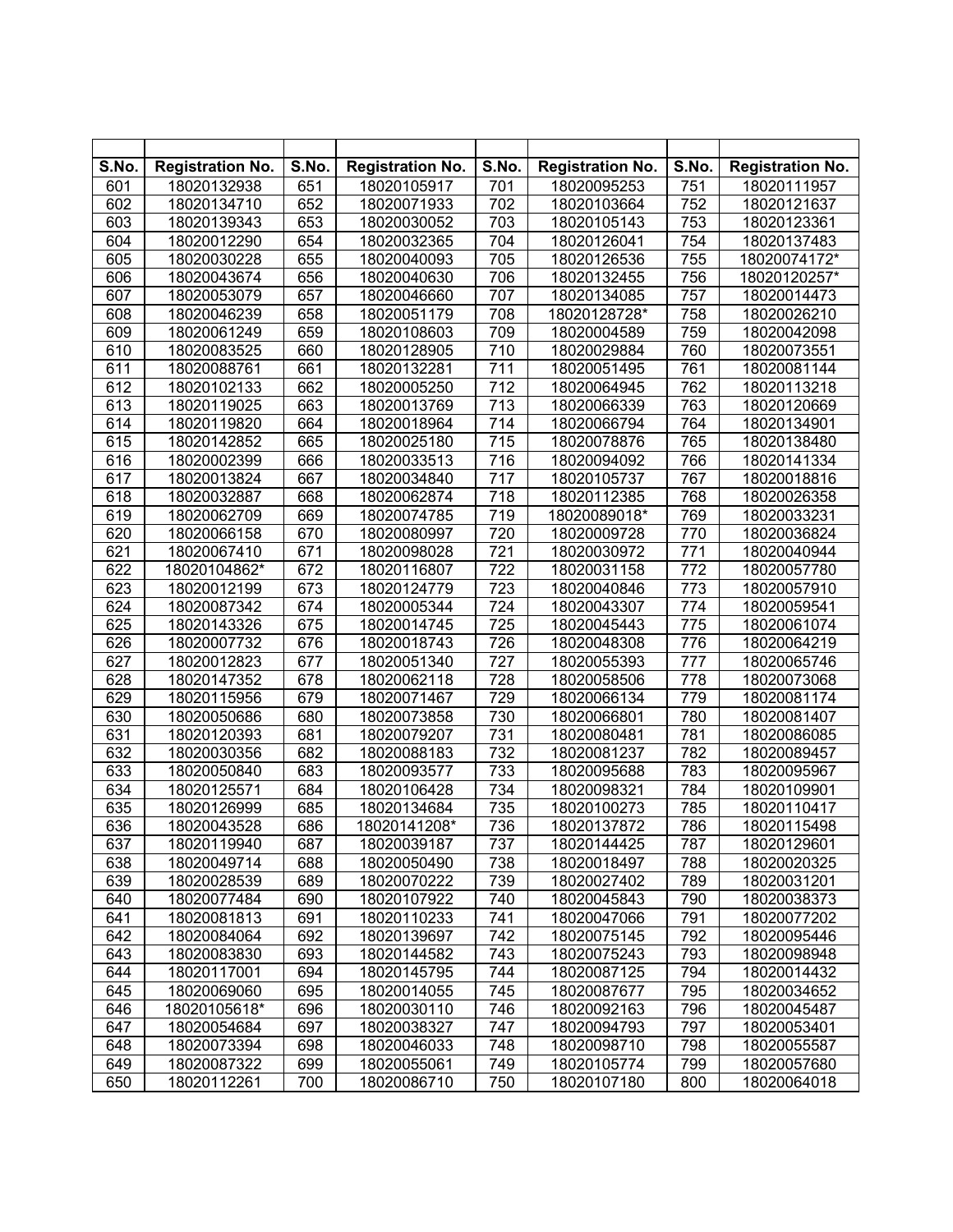| S.No. | Registration No. | S.No. | Registration No. | S.No. | Registration No. | S.No. | Registration No. |
|---|---|---|---|---|---|---|---|
| 601 | 18020132938 | 651 | 18020105917 | 701 | 18020095253 | 751 | 18020111957 |
| 602 | 18020134710 | 652 | 18020071933 | 702 | 18020103664 | 752 | 18020121637 |
| 603 | 18020139343 | 653 | 18020030052 | 703 | 18020105143 | 753 | 18020123361 |
| 604 | 18020012290 | 654 | 18020032365 | 704 | 18020126041 | 754 | 18020137483 |
| 605 | 18020030228 | 655 | 18020040093 | 705 | 18020126536 | 755 | 18020074172* |
| 606 | 18020043674 | 656 | 18020040630 | 706 | 18020132455 | 756 | 18020120257* |
| 607 | 18020053079 | 657 | 18020046660 | 707 | 18020134085 | 757 | 18020014473 |
| 608 | 18020046239 | 658 | 18020051179 | 708 | 18020128728* | 758 | 18020026210 |
| 609 | 18020061249 | 659 | 18020108603 | 709 | 18020004589 | 759 | 18020042098 |
| 610 | 18020083525 | 660 | 18020128905 | 710 | 18020029884 | 760 | 18020073551 |
| 611 | 18020088761 | 661 | 18020132281 | 711 | 18020051495 | 761 | 18020081144 |
| 612 | 18020102133 | 662 | 18020005250 | 712 | 18020064945 | 762 | 18020113218 |
| 613 | 18020119025 | 663 | 18020013769 | 713 | 18020066339 | 763 | 18020120669 |
| 614 | 18020119820 | 664 | 18020018964 | 714 | 18020066794 | 764 | 18020134901 |
| 615 | 18020142852 | 665 | 18020025180 | 715 | 18020078876 | 765 | 18020138480 |
| 616 | 18020002399 | 666 | 18020033513 | 716 | 18020094092 | 766 | 18020141334 |
| 617 | 18020013824 | 667 | 18020034840 | 717 | 18020105737 | 767 | 18020018816 |
| 618 | 18020032887 | 668 | 18020062874 | 718 | 18020112385 | 768 | 18020026358 |
| 619 | 18020062709 | 669 | 18020074785 | 719 | 18020089018* | 769 | 18020033231 |
| 620 | 18020066158 | 670 | 18020080997 | 720 | 18020009728 | 770 | 18020036824 |
| 621 | 18020067410 | 671 | 18020098028 | 721 | 18020030972 | 771 | 18020040944 |
| 622 | 18020104862* | 672 | 18020116807 | 722 | 18020031158 | 772 | 18020057780 |
| 623 | 18020012199 | 673 | 18020124779 | 723 | 18020040846 | 773 | 18020057910 |
| 624 | 18020087342 | 674 | 18020005344 | 724 | 18020043307 | 774 | 18020059541 |
| 625 | 18020143326 | 675 | 18020014745 | 725 | 18020045443 | 775 | 18020061074 |
| 626 | 18020007732 | 676 | 18020018743 | 726 | 18020048308 | 776 | 18020064219 |
| 627 | 18020012823 | 677 | 18020051340 | 727 | 18020055393 | 777 | 18020065746 |
| 628 | 18020147352 | 678 | 18020062118 | 728 | 18020058506 | 778 | 18020073068 |
| 629 | 18020115956 | 679 | 18020071467 | 729 | 18020066134 | 779 | 18020081174 |
| 630 | 18020050686 | 680 | 18020073858 | 730 | 18020066801 | 780 | 18020081407 |
| 631 | 18020120393 | 681 | 18020079207 | 731 | 18020080481 | 781 | 18020086085 |
| 632 | 18020030356 | 682 | 18020088183 | 732 | 18020081237 | 782 | 18020089457 |
| 633 | 18020050840 | 683 | 18020093577 | 733 | 18020095688 | 783 | 18020095967 |
| 634 | 18020125571 | 684 | 18020106428 | 734 | 18020098321 | 784 | 18020109901 |
| 635 | 18020126999 | 685 | 18020134684 | 735 | 18020100273 | 785 | 18020110417 |
| 636 | 18020043528 | 686 | 18020141208* | 736 | 18020137872 | 786 | 18020115498 |
| 637 | 18020119940 | 687 | 18020039187 | 737 | 18020144425 | 787 | 18020129601 |
| 638 | 18020049714 | 688 | 18020050490 | 738 | 18020018497 | 788 | 18020020325 |
| 639 | 18020028539 | 689 | 18020070222 | 739 | 18020027402 | 789 | 18020031201 |
| 640 | 18020077484 | 690 | 18020107922 | 740 | 18020045843 | 790 | 18020038373 |
| 641 | 18020081813 | 691 | 18020110233 | 741 | 18020047066 | 791 | 18020077202 |
| 642 | 18020084064 | 692 | 18020139697 | 742 | 18020075145 | 792 | 18020095446 |
| 643 | 18020083830 | 693 | 18020144582 | 743 | 18020075243 | 793 | 18020098948 |
| 644 | 18020117001 | 694 | 18020145795 | 744 | 18020087125 | 794 | 18020014432 |
| 645 | 18020069060 | 695 | 18020014055 | 745 | 18020087677 | 795 | 18020034652 |
| 646 | 18020105618* | 696 | 18020030110 | 746 | 18020092163 | 796 | 18020045487 |
| 647 | 18020054684 | 697 | 18020038327 | 747 | 18020094793 | 797 | 18020053401 |
| 648 | 18020073394 | 698 | 18020046033 | 748 | 18020098710 | 798 | 18020055587 |
| 649 | 18020087322 | 699 | 18020055061 | 749 | 18020105774 | 799 | 18020057680 |
| 650 | 18020112261 | 700 | 18020086710 | 750 | 18020107180 | 800 | 18020064018 |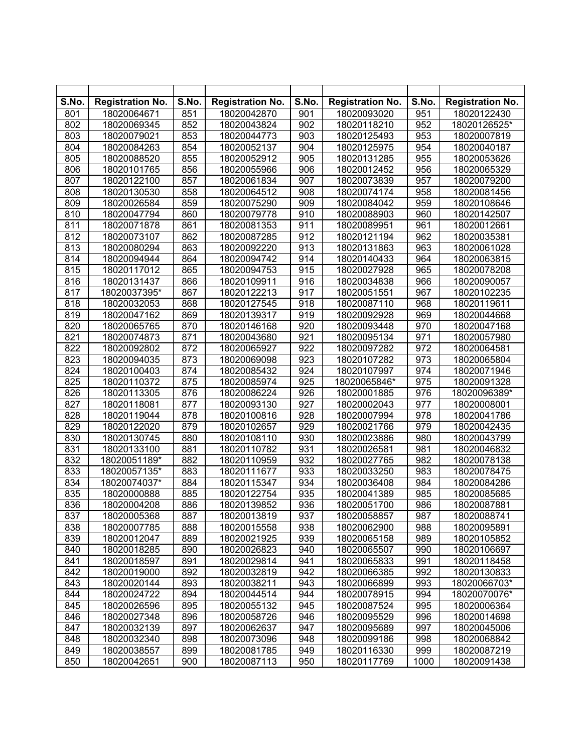| S.No. | Registration No. | S.No. | Registration No. | S.No. | Registration No. | S.No. | Registration No. |
|---|---|---|---|---|---|---|---|
| 801 | 18020064671 | 851 | 18020042870 | 901 | 18020093020 | 951 | 18020122430 |
| 802 | 18020069345 | 852 | 18020043824 | 902 | 18020118210 | 952 | 18020126525* |
| 803 | 18020079021 | 853 | 18020044773 | 903 | 18020125493 | 953 | 18020007819 |
| 804 | 18020084263 | 854 | 18020052137 | 904 | 18020125975 | 954 | 18020040187 |
| 805 | 18020088520 | 855 | 18020052912 | 905 | 18020131285 | 955 | 18020053626 |
| 806 | 18020101765 | 856 | 18020055966 | 906 | 18020012452 | 956 | 18020065329 |
| 807 | 18020122100 | 857 | 18020061834 | 907 | 18020073839 | 957 | 18020079200 |
| 808 | 18020130530 | 858 | 18020064512 | 908 | 18020074174 | 958 | 18020081456 |
| 809 | 18020026584 | 859 | 18020075290 | 909 | 18020084042 | 959 | 18020108646 |
| 810 | 18020047794 | 860 | 18020079778 | 910 | 18020088903 | 960 | 18020142507 |
| 811 | 18020071878 | 861 | 18020081353 | 911 | 18020089951 | 961 | 18020012661 |
| 812 | 18020073107 | 862 | 18020087285 | 912 | 18020121194 | 962 | 18020035381 |
| 813 | 18020080294 | 863 | 18020092220 | 913 | 18020131863 | 963 | 18020061028 |
| 814 | 18020094944 | 864 | 18020094742 | 914 | 18020140433 | 964 | 18020063815 |
| 815 | 18020117012 | 865 | 18020094753 | 915 | 18020027928 | 965 | 18020078208 |
| 816 | 18020131437 | 866 | 18020109911 | 916 | 18020034838 | 966 | 18020090057 |
| 817 | 18020037395* | 867 | 18020122213 | 917 | 18020051551 | 967 | 18020102235 |
| 818 | 18020032053 | 868 | 18020127545 | 918 | 18020087110 | 968 | 18020119611 |
| 819 | 18020047162 | 869 | 18020139317 | 919 | 18020092928 | 969 | 18020044668 |
| 820 | 18020065765 | 870 | 18020146168 | 920 | 18020093448 | 970 | 18020047168 |
| 821 | 18020074873 | 871 | 18020043680 | 921 | 18020095134 | 971 | 18020057980 |
| 822 | 18020092802 | 872 | 18020065927 | 922 | 18020097282 | 972 | 18020064581 |
| 823 | 18020094035 | 873 | 18020069098 | 923 | 18020107282 | 973 | 18020065804 |
| 824 | 18020100403 | 874 | 18020085432 | 924 | 18020107997 | 974 | 18020071946 |
| 825 | 18020110372 | 875 | 18020085974 | 925 | 18020065846* | 975 | 18020091328 |
| 826 | 18020113305 | 876 | 18020086224 | 926 | 18020001885 | 976 | 18020096389* |
| 827 | 18020118081 | 877 | 18020093130 | 927 | 18020002043 | 977 | 18020008001 |
| 828 | 18020119044 | 878 | 18020100816 | 928 | 18020007994 | 978 | 18020041786 |
| 829 | 18020122020 | 879 | 18020102657 | 929 | 18020021766 | 979 | 18020042435 |
| 830 | 18020130745 | 880 | 18020108110 | 930 | 18020023886 | 980 | 18020043799 |
| 831 | 18020133100 | 881 | 18020110782 | 931 | 18020026581 | 981 | 18020046832 |
| 832 | 18020051189* | 882 | 18020110959 | 932 | 18020027765 | 982 | 18020078138 |
| 833 | 18020057135* | 883 | 18020111677 | 933 | 18020033250 | 983 | 18020078475 |
| 834 | 18020074037* | 884 | 18020115347 | 934 | 18020036408 | 984 | 18020084286 |
| 835 | 18020000888 | 885 | 18020122754 | 935 | 18020041389 | 985 | 18020085685 |
| 836 | 18020004208 | 886 | 18020139852 | 936 | 18020051700 | 986 | 18020087881 |
| 837 | 18020005368 | 887 | 18020013819 | 937 | 18020058857 | 987 | 18020088741 |
| 838 | 18020007785 | 888 | 18020015558 | 938 | 18020062900 | 988 | 18020095891 |
| 839 | 18020012047 | 889 | 18020021925 | 939 | 18020065158 | 989 | 18020105852 |
| 840 | 18020018285 | 890 | 18020026823 | 940 | 18020065507 | 990 | 18020106697 |
| 841 | 18020018597 | 891 | 18020029814 | 941 | 18020065833 | 991 | 18020118458 |
| 842 | 18020019000 | 892 | 18020032819 | 942 | 18020066385 | 992 | 18020130833 |
| 843 | 18020020144 | 893 | 18020038211 | 943 | 18020066899 | 993 | 18020066703* |
| 844 | 18020024722 | 894 | 18020044514 | 944 | 18020078915 | 994 | 18020070076* |
| 845 | 18020026596 | 895 | 18020055132 | 945 | 18020087524 | 995 | 18020006364 |
| 846 | 18020027348 | 896 | 18020058726 | 946 | 18020095529 | 996 | 18020014698 |
| 847 | 18020032139 | 897 | 18020062637 | 947 | 18020095689 | 997 | 18020045006 |
| 848 | 18020032340 | 898 | 18020073096 | 948 | 18020099186 | 998 | 18020068842 |
| 849 | 18020038557 | 899 | 18020081785 | 949 | 18020116330 | 999 | 18020087219 |
| 850 | 18020042651 | 900 | 18020087113 | 950 | 18020117769 | 1000 | 18020091438 |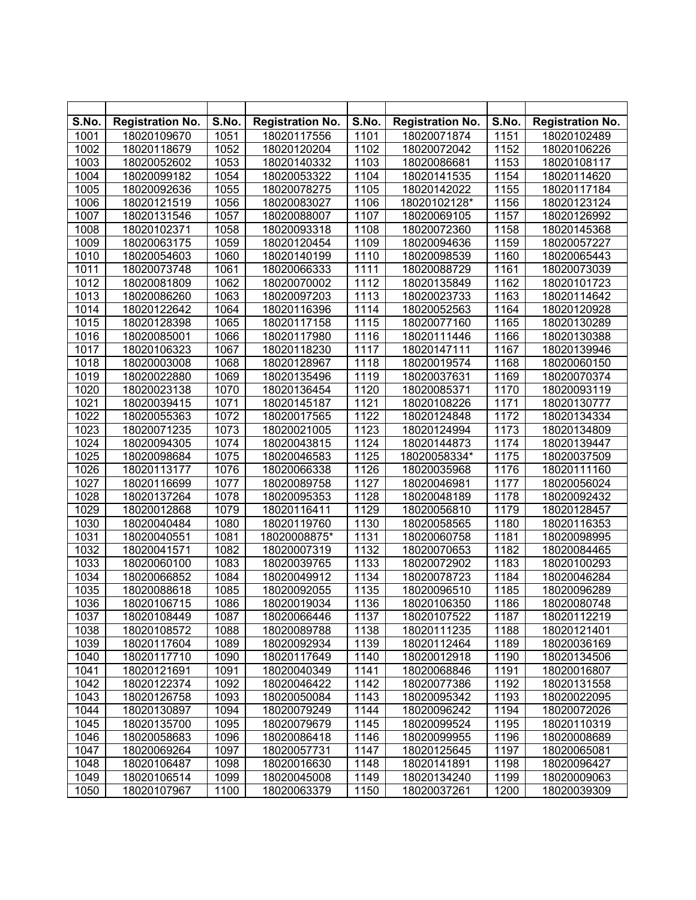| S.No. | Registration No. | S.No. | Registration No. | S.No. | Registration No. | S.No. | Registration No. |
|---|---|---|---|---|---|---|---|
| 1001 | 18020109670 | 1051 | 18020117556 | 1101 | 18020071874 | 1151 | 18020102489 |
| 1002 | 18020118679 | 1052 | 18020120204 | 1102 | 18020072042 | 1152 | 18020106226 |
| 1003 | 18020052602 | 1053 | 18020140332 | 1103 | 18020086681 | 1153 | 18020108117 |
| 1004 | 18020099182 | 1054 | 18020053322 | 1104 | 18020141535 | 1154 | 18020114620 |
| 1005 | 18020092636 | 1055 | 18020078275 | 1105 | 18020142022 | 1155 | 18020117184 |
| 1006 | 18020121519 | 1056 | 18020083027 | 1106 | 18020102128* | 1156 | 18020123124 |
| 1007 | 18020131546 | 1057 | 18020088007 | 1107 | 18020069105 | 1157 | 18020126992 |
| 1008 | 18020102371 | 1058 | 18020093318 | 1108 | 18020072360 | 1158 | 18020145368 |
| 1009 | 18020063175 | 1059 | 18020120454 | 1109 | 18020094636 | 1159 | 18020057227 |
| 1010 | 18020054603 | 1060 | 18020140199 | 1110 | 18020098539 | 1160 | 18020065443 |
| 1011 | 18020073748 | 1061 | 18020066333 | 1111 | 18020088729 | 1161 | 18020073039 |
| 1012 | 18020081809 | 1062 | 18020070002 | 1112 | 18020135849 | 1162 | 18020101723 |
| 1013 | 18020086260 | 1063 | 18020097203 | 1113 | 18020023733 | 1163 | 18020114642 |
| 1014 | 18020122642 | 1064 | 18020116396 | 1114 | 18020052563 | 1164 | 18020120928 |
| 1015 | 18020128398 | 1065 | 18020117158 | 1115 | 18020077160 | 1165 | 18020130289 |
| 1016 | 18020085001 | 1066 | 18020117980 | 1116 | 18020111446 | 1166 | 18020130388 |
| 1017 | 18020106323 | 1067 | 18020118230 | 1117 | 18020147111 | 1167 | 18020139946 |
| 1018 | 18020003008 | 1068 | 18020128967 | 1118 | 18020019574 | 1168 | 18020060150 |
| 1019 | 18020022880 | 1069 | 18020135496 | 1119 | 18020037631 | 1169 | 18020070374 |
| 1020 | 18020023138 | 1070 | 18020136454 | 1120 | 18020085371 | 1170 | 18020093119 |
| 1021 | 18020039415 | 1071 | 18020145187 | 1121 | 18020108226 | 1171 | 18020130777 |
| 1022 | 18020055363 | 1072 | 18020017565 | 1122 | 18020124848 | 1172 | 18020134334 |
| 1023 | 18020071235 | 1073 | 18020021005 | 1123 | 18020124994 | 1173 | 18020134809 |
| 1024 | 18020094305 | 1074 | 18020043815 | 1124 | 18020144873 | 1174 | 18020139447 |
| 1025 | 18020098684 | 1075 | 18020046583 | 1125 | 18020058334* | 1175 | 18020037509 |
| 1026 | 18020113177 | 1076 | 18020066338 | 1126 | 18020035968 | 1176 | 18020111160 |
| 1027 | 18020116699 | 1077 | 18020089758 | 1127 | 18020046981 | 1177 | 18020056024 |
| 1028 | 18020137264 | 1078 | 18020095353 | 1128 | 18020048189 | 1178 | 18020092432 |
| 1029 | 18020012868 | 1079 | 18020116411 | 1129 | 18020056810 | 1179 | 18020128457 |
| 1030 | 18020040484 | 1080 | 18020119760 | 1130 | 18020058565 | 1180 | 18020116353 |
| 1031 | 18020040551 | 1081 | 18020008875* | 1131 | 18020060758 | 1181 | 18020098995 |
| 1032 | 18020041571 | 1082 | 18020007319 | 1132 | 18020070653 | 1182 | 18020084465 |
| 1033 | 18020060100 | 1083 | 18020039765 | 1133 | 18020072902 | 1183 | 18020100293 |
| 1034 | 18020066852 | 1084 | 18020049912 | 1134 | 18020078723 | 1184 | 18020046284 |
| 1035 | 18020088618 | 1085 | 18020092055 | 1135 | 18020096510 | 1185 | 18020096289 |
| 1036 | 18020106715 | 1086 | 18020019034 | 1136 | 18020106350 | 1186 | 18020080748 |
| 1037 | 18020108449 | 1087 | 18020066446 | 1137 | 18020107522 | 1187 | 18020112219 |
| 1038 | 18020108572 | 1088 | 18020089788 | 1138 | 18020111235 | 1188 | 18020121401 |
| 1039 | 18020117604 | 1089 | 18020092934 | 1139 | 18020112464 | 1189 | 18020036169 |
| 1040 | 18020117710 | 1090 | 18020117649 | 1140 | 18020012918 | 1190 | 18020134506 |
| 1041 | 18020121691 | 1091 | 18020040349 | 1141 | 18020068846 | 1191 | 18020016807 |
| 1042 | 18020122374 | 1092 | 18020046422 | 1142 | 18020077386 | 1192 | 18020131558 |
| 1043 | 18020126758 | 1093 | 18020050084 | 1143 | 18020095342 | 1193 | 18020022095 |
| 1044 | 18020130897 | 1094 | 18020079249 | 1144 | 18020096242 | 1194 | 18020072026 |
| 1045 | 18020135700 | 1095 | 18020079679 | 1145 | 18020099524 | 1195 | 18020110319 |
| 1046 | 18020058683 | 1096 | 18020086418 | 1146 | 18020099955 | 1196 | 18020008689 |
| 1047 | 18020069264 | 1097 | 18020057731 | 1147 | 18020125645 | 1197 | 18020065081 |
| 1048 | 18020106487 | 1098 | 18020016630 | 1148 | 18020141891 | 1198 | 18020096427 |
| 1049 | 18020106514 | 1099 | 18020045008 | 1149 | 18020134240 | 1199 | 18020009063 |
| 1050 | 18020107967 | 1100 | 18020063379 | 1150 | 18020037261 | 1200 | 18020039309 |